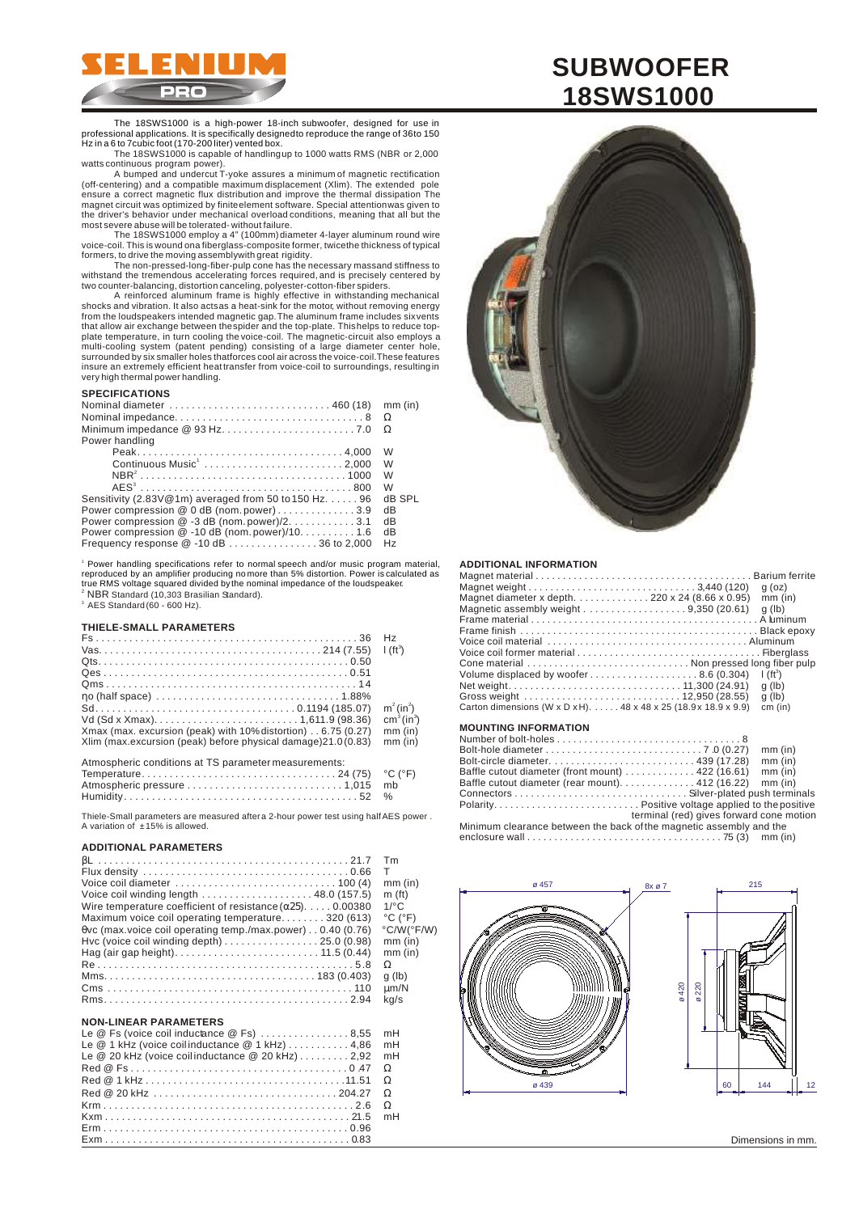# SUBWOOFER 18SWS1000

SELENIUM PRO

The 18SWS1000 is a high-power 18-inch subwoofer, designed for use in professional applications. It is specifically designed to reproduce the range of 36 to 150 Hz in a 6 to 7 cubic foot (170-200 liter) vented box.

The 18SWS1000 is capable of handling up to 1000 watts RMS (NBR or 2,000 watts continuous program power).

A bumped and undercut T-yoke assures a minimum of magnetic rectification (off-centering) and a compatible maximum displacement (Xlim). The extended pole ensure a correct magnetic flux distribution and improve the thermal dissipation The magnet circuit was optimized by finite element software. Special attention was given to the driver's behavior under mechanical overload conditions, meaning that all but the most severe abuse will be tolerated - without failure.

The 18SWS1000 employ a 4" (100mm) diameter 4-layer aluminum round wire voice-coil. This is wound on a fiberglass-composite former, twice the thickness of typical formers, to drive the moving assembly with great rigidity.

The non-pressed-long-fiber-pulp cone has the necessary mass and stiffness to withstand the tremendous accelerating forces required, and is precisely centered by two counter-balancing, distortion canceling, polyester-cotton-fiber spiders.

A reinforced aluminum frame is highly effective in withstanding mechanical shocks and vibration. It also acts as a heat-sink for the motor, without removing energy from the loudspeakers intended magnetic gap. The aluminum frame includes six vents that allow air exchange between the spider and the top-plate. This helps to reduce top-plate temperature, in turn cooling the voice-coil. The magnetic-circuit also employs a multi-cooling system (patent pending) consisting of a large diameter center hole, surrounded by six smaller holes that forces cool air across the voice-coil. These features insure an extremely efficient heat transfer from voice-coil to surroundings, resulting in very high thermal power handling.

## SPECIFICATIONS

| Parameter | Value | Unit |
|---|---|---|
| Nominal diameter | 460 (18) | mm (in) |
| Nominal impedance | 8 | Ω |
| Minimum impedance @ 93 Hz | 7.0 | Ω |
| Power handling | | |
| Peak | 4,000 | W |
| Continuous Music[1] | 2,000 | W |
| NBR[2] | 1000 | W |
| AES[3] | 800 | W |
| Sensitivity (2.83V@1m) averaged from 50 to 150 Hz | 96 | dB SPL |
| Power compression @ 0 dB (nom. power) | 3.9 | dB |
| Power compression @ -3 dB (nom. power)/2 | 3.1 | dB |
| Power compression @ -10 dB (nom. power)/10 | 1.6 | dB |
| Frequency response @ -10 dB | 36 to 2,000 | Hz |

[1] Power handling specifications refer to normal speech and/or music program material, reproduced by an amplifier producing no more than 5% distortion. Power is calculated as true RMS voltage squared divided by the nominal impedance of the loudspeaker.
[2] NBR Standard (10,303 Brasilian Standard).
[3] AES Standard (60 - 600 Hz).

## THIELE-SMALL PARAMETERS

| Parameter | Value | Unit |
|---|---|---|
| Fs | 36 | Hz |
| Vas | 214 (7.55) | l (ft³) |
| Qts | 0.50 | |
| Qes | 0.51 | |
| Qms | 14 | |
| ηo (half space) | 1.88% | |
| Sd | 0.1194 (185.07) | m² (in²) |
| Vd (Sd x Xmax) | 1,611.9 (98.36) | cm³ (in³) |
| Xmax (max. excursion (peak) with 10% distortion) | 6.75 (0.27) | mm (in) |
| Xlim (max.excursion (peak) before physical damage) | 21.0 (0.83) | mm (in) |

Atmospheric conditions at TS parameter measurements:

| Parameter | Value | Unit |
|---|---|---|
| Temperature | 24 (75) | °C (°F) |
| Atmospheric pressure | 1,015 | mb |
| Humidity | 52 | % |

Thiele-Small parameters are measured after a 2-hour power test using half AES power. A variation of ±15% is allowed.

## ADDITIONAL PARAMETERS

| Parameter | Value | Unit |
|---|---|---|
| βL | 21.7 | Tm |
| Flux density | 0.66 | T |
| Voice coil diameter | 100 (4) | mm (in) |
| Voice coil winding length | 48.0 (157.5) | m (ft) |
| Wire temperature coefficient of resistance (α25) | 0.00380 | 1/°C |
| Maximum voice coil operating temperature | 320 (613) | °C (°F) |
| θvc (max.voice coil operating temp./max.power) | 0.40 (0.76) | °C/W (°F/W) |
| Hvc (voice coil winding depth) | 25.0 (0.98) | mm (in) |
| Hag (air gap height) | 11.5 (0.44) | mm (in) |
| Re | 5.8 | Ω |
| Mms | 183 (0.403) | g (lb) |
| Cms | 110 | µm/N |
| Rms | 2.94 | kg/s |

## NON-LINEAR PARAMETERS

| Parameter | Value | Unit |
|---|---|---|
| Le @ Fs (voice coil inductance @ Fs) | 8,55 | mH |
| Le @ 1 kHz (voice coil inductance @ 1 kHz) | 4,86 | mH |
| Le @ 20 kHz (voice coil inductance @ 20 kHz) | 2,92 | mH |
| Red @ Fs | 0.47 | Ω |
| Red @ 1 kHz | 11.51 | Ω |
| Red @ 20 kHz | 204.27 | Ω |
| Krm | 2.6 | Ω |
| Kxm | 21.5 | mH |
| Erm | 0.96 | |
| Exm | 0.83 | |

## ADDITIONAL INFORMATION

| Parameter | Value | Unit |
|---|---|---|
| Magnet material | Barium ferrite | |
| Magnet weight | 3,440 (120) | g (oz) |
| Magnet diameter x depth | 220 x 24 (8.66 x 0.95) | mm (in) |
| Magnetic assembly weight | 9,350 (20.61) | g (lb) |
| Frame material | Aluminum | |
| Frame finish | Black epoxy | |
| Voice coil material | Aluminum | |
| Voice coil former material | Fiberglass | |
| Cone material | Non pressed long fiber pulp | |
| Volume displaced by woofer | 8.6 (0.304) | l (ft³) |
| Net weight | 11,300 (24.91) | g (lb) |
| Gross weight | 12,950 (28.55) | g (lb) |
| Carton dimensions (W x D x H) | 48 x 48 x 25 (18.9 x 18.9 x 9.9) | cm (in) |

## MOUNTING INFORMATION

| Parameter | Value | Unit |
|---|---|---|
| Number of bolt-holes | 8 | |
| Bolt-hole diameter | 7.0 (0.27) | mm (in) |
| Bolt-circle diameter | 439 (17.28) | mm (in) |
| Baffle cutout diameter (front mount) | 422 (16.61) | mm (in) |
| Baffle cutout diameter (rear mount) | 412 (16.22) | mm (in) |
| Connectors | Silver-plated push terminals | |
| Polarity | Positive voltage applied to the positive terminal (red) gives forward cone motion | |
| Minimum clearance between the back of the magnetic assembly and the enclosure wall | 75 (3) | mm (in) |

Dimensions in mm.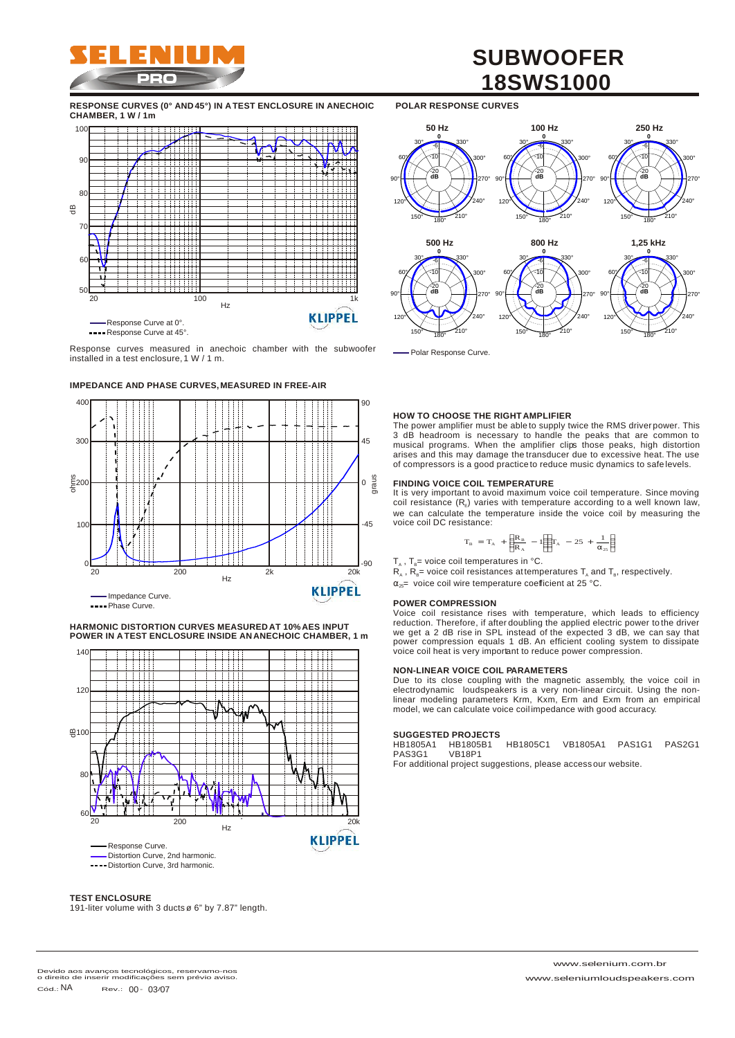# SUBWOOFER 18SWS1000

**RESPONSE CURVES (0° AND 45°) IN A TEST ENCLOSURE IN ANECHOIC CHAMBER, 1 W / 1m**

100
90
80
70
60
50
dB
20
100
1k
Hz
KLIPPEL

Response Curve at 0°.
Response Curve at 45°.

Response curves measured in anechoic chamber with the subwoofer installed in a test enclosure, 1 W / 1 m.

**IMPEDANCE AND PHASE CURVES, MEASURED IN FREE-AIR**

400
300
200
100
0
ohms
90
45
0
-45
-90
graus
20
200
2k
20k
Hz
KLIPPEL

Impedance Curve.
Phase Curve.

**HARMONIC DISTORTION CURVES MEASURED AT 10% AES INPUT POWER IN A TEST ENCLOSURE INSIDE AN ANECHOIC CHAMBER, 1 m**

140
120
100
80
60
dB
20
200
20k
Hz
KLIPPEL

Response Curve.
Distortion Curve, 2nd harmonic.
Distortion Curve, 3rd harmonic.

**TEST ENCLOSURE**

191-liter volume with 3 ducts ø 6" by 7.87" length.

**POLAR RESPONSE CURVES**

50 Hz
100 Hz
250 Hz
500 Hz
800 Hz
1,25 kHz

Polar Response Curve.

**HOW TO CHOOSE THE RIGHT AMPLIFIER**

The power amplifier must be able to supply twice the RMS driver power. This 3 dB headroom is necessary to handle the peaks that are common to musical programs. When the amplifier clips those peaks, high distortion arises and this may damage the transducer due to excessive heat. The use of compressors is a good practice to reduce music dynamics to safe levels.

**FINDING VOICE COIL TEMPERATURE**

It is very important to avoid maximum voice coil temperature. Since moving coil resistance ($R_E$) varies with temperature according to a well known law, we can calculate the temperature inside the voice coil by measuring the voice coil DC resistance:

$$T_B = T_A + \left(\frac{R_B}{R_A} - 1\right)\left(T_A - 25 + \frac{1}{\alpha_{25}}\right)$$

$T_A$ , $T_B$= voice coil temperatures in °C.
$R_A$ , $R_B$= voice coil resistances at temperatures $T_A$ and $T_B$, respectively.
$\alpha_{25}$= voice coil wire temperature coefficient at 25 °C.

**POWER COMPRESSION**

Voice coil resistance rises with temperature, which leads to efficiency reduction. Therefore, if after doubling the applied electric power to the driver we get a 2 dB rise in SPL instead of the expected 3 dB, we can say that power compression equals 1 dB. An efficient cooling system to dissipate voice coil heat is very important to reduce power compression.

**NON-LINEAR VOICE COIL PARAMETERS**

Due to its close coupling with the magnetic assembly, the voice coil in electrodynamic loudspeakers is a very non-linear circuit. Using the non-linear modeling parameters Krm, Kxm, Erm and Exm from an empirical model, we can calculate voice coil impedance with good accuracy.

**SUGGESTED PROJECTS**

HB1805A1 HB1805B1 HB1805C1 VB1805A1 PAS1G1 PAS2G1 PAS3G1 VB18P1

For additional project suggestions, please access our website.

Devido aos avanços tecnológicos, reservamo-nos o direito de inserir modificações sem prévio aviso.
Cód.: NA Rev.: 00 - 03/07

www.selenium.com.br
www.seleniumloudspeakers.com